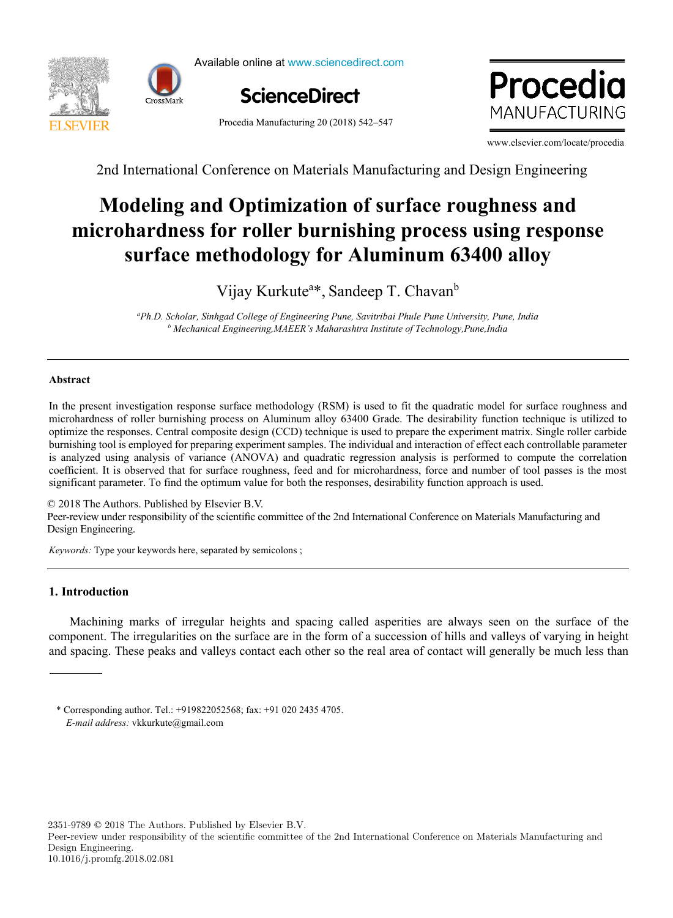2nd International Conference on Materials Manufacturing and Design Engineering

# Modeling and Optimization of surface roughness and microhardness for roller burnishing process using response surface methodology for Aluminum 63400 alloy

Vijay Kurkute[a]*, Sandeep T. Chavan[b]

[a] *Ph.D. Scholar, Sinhgad College of Engineering Pune, Savitribai Phule Pune University, Pune, India*
[b] *Mechanical Engineering,MAEER's Maharashtra Institute of Technology,Pune,India*

## Abstract

In the present investigation response surface methodology (RSM) is used to fit the quadratic model for surface roughness and microhardness of roller burnishing process on Aluminum alloy 63400 Grade. The desirability function technique is utilized to optimize the responses. Central composite design (CCD) technique is used to prepare the experiment matrix. Single roller carbide burnishing tool is employed for preparing experiment samples. The individual and interaction of effect each controllable parameter is analyzed using analysis of variance (ANOVA) and quadratic regression analysis is performed to compute the correlation coefficient. It is observed that for surface roughness, feed and for microhardness, force and number of tool passes is the most significant parameter. To find the optimum value for both the responses, desirability function approach is used.

© 2018 The Authors. Published by Elsevier B.V.
Peer-review under responsibility of the scientific committee of the 2nd International Conference on Materials Manufacturing and Design Engineering.

*Keywords:* Type your keywords here, separated by semicolons ;

## 1. Introduction

Machining marks of irregular heights and spacing called asperities are always seen on the surface of the component. The irregularities on the surface are in the form of a succession of hills and valleys of varying in height and spacing. These peaks and valleys contact each other so the real area of contact will generally be much less than

* Corresponding author. Tel.: +919822052568; fax: +91 020 2435 4705.
*E-mail address:* vkkurkute@gmail.com

2351-9789 © 2018 The Authors. Published by Elsevier B.V.
Peer-review under responsibility of the scientific committee of the 2nd International Conference on Materials Manufacturing and Design Engineering.
10.1016/j.promfg.2018.02.081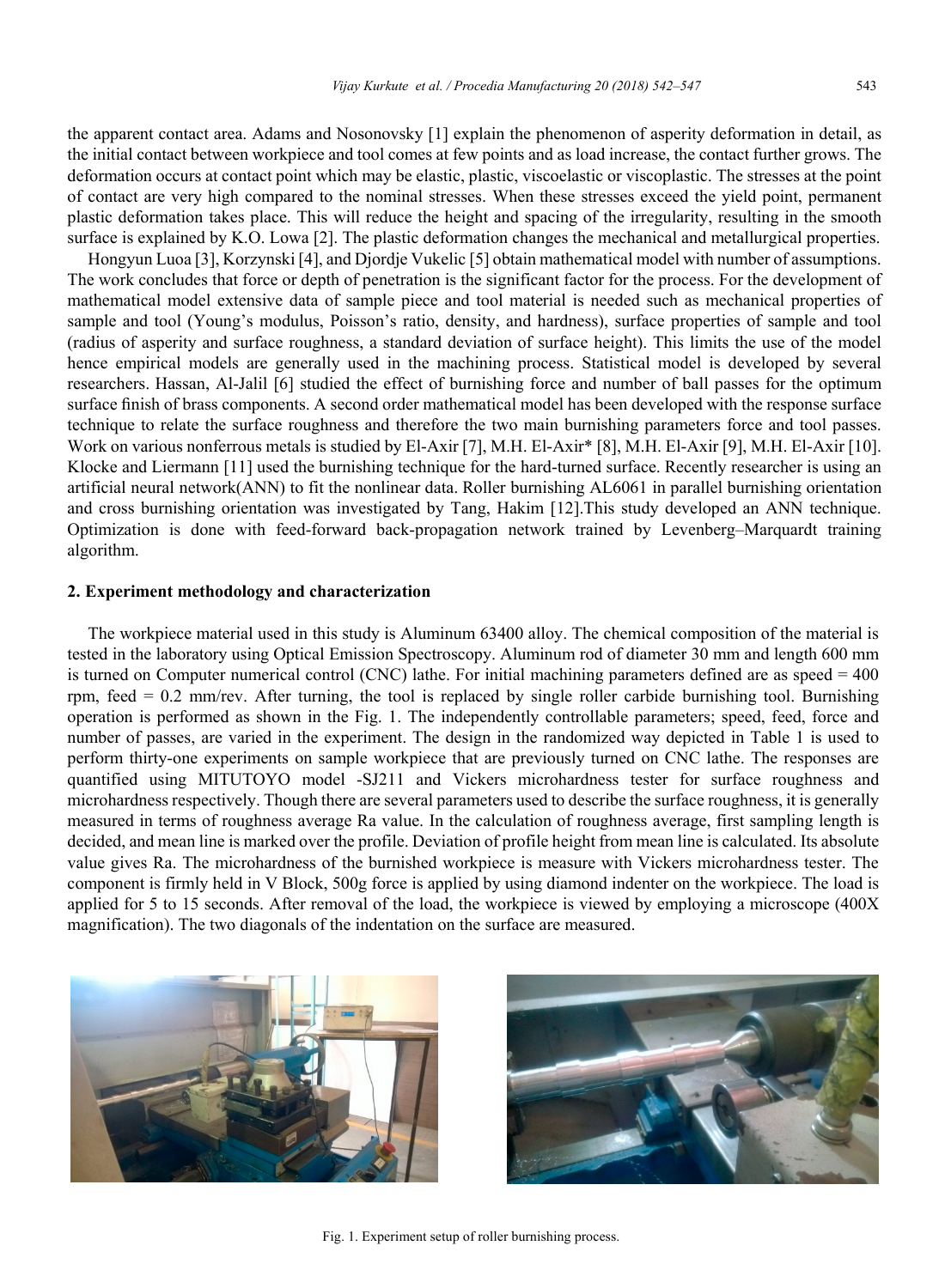the apparent contact area. Adams and Nosonovsky [1] explain the phenomenon of asperity deformation in detail, as the initial contact between workpiece and tool comes at few points and as load increase, the contact further grows. The deformation occurs at contact point which may be elastic, plastic, viscoelastic or viscoplastic. The stresses at the point of contact are very high compared to the nominal stresses. When these stresses exceed the yield point, permanent plastic deformation takes place. This will reduce the height and spacing of the irregularity, resulting in the smooth surface is explained by K.O. Lowa [2]. The plastic deformation changes the mechanical and metallurgical properties.

Hongyun Luoa [3], Korzynski [4], and Djordje Vukelic [5] obtain mathematical model with number of assumptions. The work concludes that force or depth of penetration is the significant factor for the process. For the development of mathematical model extensive data of sample piece and tool material is needed such as mechanical properties of sample and tool (Young's modulus, Poisson's ratio, density, and hardness), surface properties of sample and tool (radius of asperity and surface roughness, a standard deviation of surface height). This limits the use of the model hence empirical models are generally used in the machining process. Statistical model is developed by several researchers. Hassan, Al-Jalil [6] studied the effect of burnishing force and number of ball passes for the optimum surface finish of brass components. A second order mathematical model has been developed with the response surface technique to relate the surface roughness and therefore the two main burnishing parameters force and tool passes. Work on various nonferrous metals is studied by El-Axir [7], M.H. El-Axir* [8], M.H. El-Axir [9], M.H. El-Axir [10]. Klocke and Liermann [11] used the burnishing technique for the hard-turned surface. Recently researcher is using an artificial neural network(ANN) to fit the nonlinear data. Roller burnishing AL6061 in parallel burnishing orientation and cross burnishing orientation was investigated by Tang, Hakim [12].This study developed an ANN technique. Optimization is done with feed-forward back-propagation network trained by Levenberg–Marquardt training algorithm.

## 2. Experiment methodology and characterization

The workpiece material used in this study is Aluminum 63400 alloy. The chemical composition of the material is tested in the laboratory using Optical Emission Spectroscopy. Aluminum rod of diameter 30 mm and length 600 mm is turned on Computer numerical control (CNC) lathe. For initial machining parameters defined are as speed = 400 rpm, feed = 0.2 mm/rev. After turning, the tool is replaced by single roller carbide burnishing tool. Burnishing operation is performed as shown in the Fig. 1. The independently controllable parameters; speed, feed, force and number of passes, are varied in the experiment. The design in the randomized way depicted in Table 1 is used to perform thirty-one experiments on sample workpiece that are previously turned on CNC lathe. The responses are quantified using MITUTOYO model -SJ211 and Vickers microhardness tester for surface roughness and microhardness respectively. Though there are several parameters used to describe the surface roughness, it is generally measured in terms of roughness average Ra value. In the calculation of roughness average, first sampling length is decided, and mean line is marked over the profile. Deviation of profile height from mean line is calculated. Its absolute value gives Ra. The microhardness of the burnished workpiece is measure with Vickers microhardness tester. The component is firmly held in V Block, 500g force is applied by using diamond indenter on the workpiece. The load is applied for 5 to 15 seconds. After removal of the load, the workpiece is viewed by employing a microscope (400X magnification). The two diagonals of the indentation on the surface are measured.

Fig. 1. Experiment setup of roller burnishing process.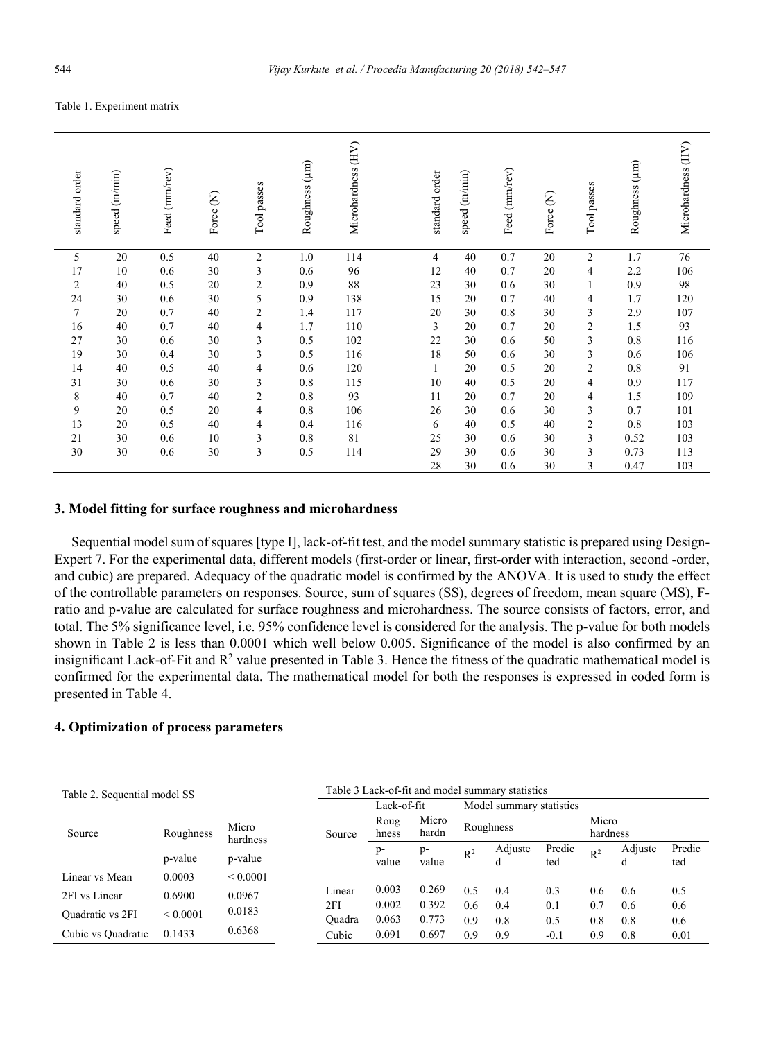Table 1. Experiment matrix

| standard order | speed (m/min) | Feed (mm/rev) | Force (N) | Tool passes | Roughness (µm) | Microhardness (HV) | standard order | speed (m/min) | Feed (mm/rev) | Force (N) | Tool passes | Roughness (µm) | Microhardness (HV) |
|---|---|---|---|---|---|---|---|---|---|---|---|---|---|
| 5 | 20 | 0.5 | 40 | 2 | 1.0 | 114 | 4 | 40 | 0.7 | 20 | 2 | 1.7 | 76 |
| 17 | 10 | 0.6 | 30 | 3 | 0.6 | 96 | 12 | 40 | 0.7 | 20 | 4 | 2.2 | 106 |
| 2 | 40 | 0.5 | 20 | 2 | 0.9 | 88 | 23 | 30 | 0.6 | 30 | 1 | 0.9 | 98 |
| 24 | 30 | 0.6 | 30 | 5 | 0.9 | 138 | 15 | 20 | 0.7 | 40 | 4 | 1.7 | 120 |
| 7 | 20 | 0.7 | 40 | 2 | 1.4 | 117 | 20 | 30 | 0.8 | 30 | 3 | 2.9 | 107 |
| 16 | 40 | 0.7 | 40 | 4 | 1.7 | 110 | 3 | 20 | 0.7 | 20 | 2 | 1.5 | 93 |
| 27 | 30 | 0.6 | 30 | 3 | 0.5 | 102 | 22 | 30 | 0.6 | 50 | 3 | 0.8 | 116 |
| 19 | 30 | 0.4 | 30 | 3 | 0.5 | 116 | 18 | 50 | 0.6 | 30 | 3 | 0.6 | 106 |
| 14 | 40 | 0.5 | 40 | 4 | 0.6 | 120 | 1 | 20 | 0.5 | 20 | 2 | 0.8 | 91 |
| 31 | 30 | 0.6 | 30 | 3 | 0.8 | 115 | 10 | 40 | 0.5 | 20 | 4 | 0.9 | 117 |
| 8 | 40 | 0.7 | 40 | 2 | 0.8 | 93 | 11 | 20 | 0.7 | 20 | 4 | 1.5 | 109 |
| 9 | 20 | 0.5 | 20 | 4 | 0.8 | 106 | 26 | 30 | 0.6 | 30 | 3 | 0.7 | 101 |
| 13 | 20 | 0.5 | 40 | 4 | 0.4 | 116 | 6 | 40 | 0.5 | 40 | 2 | 0.8 | 103 |
| 21 | 30 | 0.6 | 10 | 3 | 0.8 | 81 | 25 | 30 | 0.6 | 30 | 3 | 0.52 | 103 |
| 30 | 30 | 0.6 | 30 | 3 | 0.5 | 114 | 29 | 30 | 0.6 | 30 | 3 | 0.73 | 113 |
| | | | | | | | 28 | 30 | 0.6 | 30 | 3 | 0.47 | 103 |

## 3. Model fitting for surface roughness and microhardness

Sequential model sum of squares [type I], lack-of-fit test, and the model summary statistic is prepared using Design-Expert 7. For the experimental data, different models (first-order or linear, first-order with interaction, second -order, and cubic) are prepared. Adequacy of the quadratic model is confirmed by the ANOVA. It is used to study the effect of the controllable parameters on responses. Source, sum of squares (SS), degrees of freedom, mean square (MS), F-ratio and p-value are calculated for surface roughness and microhardness. The source consists of factors, error, and total. The 5% significance level, i.e. 95% confidence level is considered for the analysis. The p-value for both models shown in Table 2 is less than 0.0001 which well below 0.005. Significance of the model is also confirmed by an insignificant Lack-of-Fit and $R^2$ value presented in Table 3. Hence the fitness of the quadratic mathematical model is confirmed for the experimental data. The mathematical model for both the responses is expressed in coded form is presented in Table 4.

## 4. Optimization of process parameters

Table 2. Sequential model SS

| Source | Roughness | Micro hardness |
|---|---|---|
| | p-value | p-value |
| Linear vs Mean | 0.0003 | < 0.0001 |
| 2FI vs Linear | 0.6900 | 0.0967 |
| Quadratic vs 2FI | < 0.0001 | 0.0183 |
| Cubic vs Quadratic | 0.1433 | 0.6368 |

Table 3 Lack-of-fit and model summary statistics

| Source | Lack-of-fit | | Model summary statistics | | | | | |
|---|---|---|---|---|---|---|---|---|
| | Roughness | Micro hardness | Roughness | | | Micro hardness | | |
| | p-value | p-value | $R^2$ | Adjusted | Predicted | $R^2$ | Adjusted | Predicted |
| Linear | 0.003 | 0.269 | 0.5 | 0.4 | 0.3 | 0.6 | 0.6 | 0.5 |
| 2FI | 0.002 | 0.392 | 0.6 | 0.4 | 0.1 | 0.7 | 0.6 | 0.6 |
| Quadra | 0.063 | 0.773 | 0.9 | 0.8 | 0.5 | 0.8 | 0.8 | 0.6 |
| Cubic | 0.091 | 0.697 | 0.9 | 0.9 | -0.1 | 0.9 | 0.8 | 0.01 |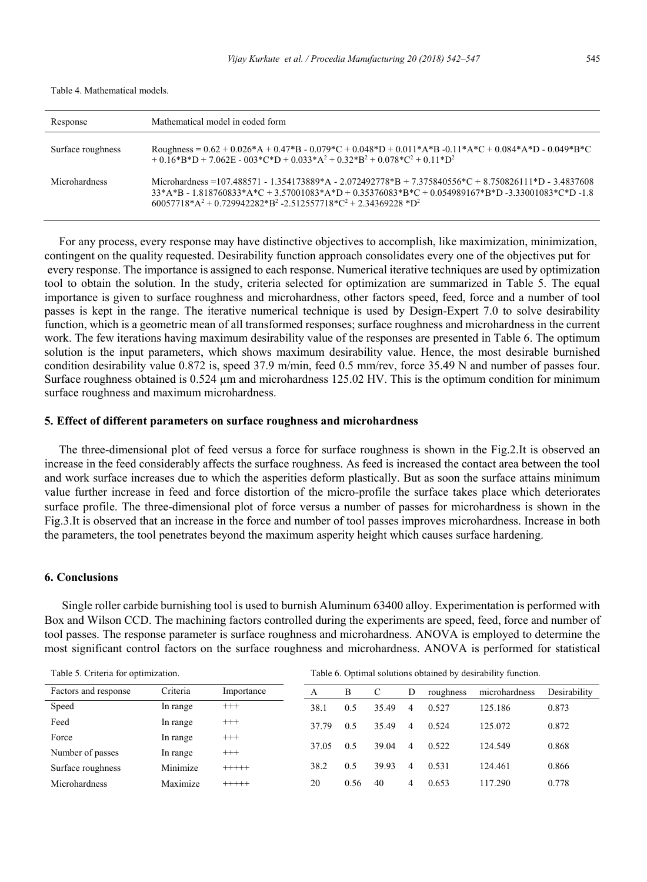Table 4. Mathematical models.

| Response | Mathematical model in coded form |
|---|---|
| Surface roughness | Roughness = 0.62 + 0.026\*A + 0.47\*B - 0.079\*C + 0.048\*D + 0.011\*A\*B -0.11\*A\*C + 0.084\*A\*D - 0.049\*B\*C + 0.16\*B\*D + 7.062E - 003\*C\*D + 0.033\*$A^2$ + 0.32\*$B^2$ + 0.078\*$C^2$ + 0.11\*$D^2$ |
| Microhardness | Microhardness =107.488571 - 1.354173889\*A - 2.072492778\*B + 7.375840556\*C + 8.750826111\*D - 3.483760833\*A\*B - 1.818760833\*A\*C + 3.57001083\*A\*D + 0.35376083\*B\*C + 0.054989167\*B\*D -3.33001083\*C\*D -1.860057718\*$A^2$ + 0.729942282\*$B^2$ -2.512557718\*$C^2$ + 2.34369228 \*$D^2$ |

For any process, every response may have distinctive objectives to accomplish, like maximization, minimization, contingent on the quality requested. Desirability function approach consolidates every one of the objectives put for every response. The importance is assigned to each response. Numerical iterative techniques are used by optimization tool to obtain the solution. In the study, criteria selected for optimization are summarized in Table 5. The equal importance is given to surface roughness and microhardness, other factors speed, feed, force and a number of tool passes is kept in the range. The iterative numerical technique is used by Design-Expert 7.0 to solve desirability function, which is a geometric mean of all transformed responses; surface roughness and microhardness in the current work. The few iterations having maximum desirability value of the responses are presented in Table 6. The optimum solution is the input parameters, which shows maximum desirability value. Hence, the most desirable burnished condition desirability value 0.872 is, speed 37.9 m/min, feed 0.5 mm/rev, force 35.49 N and number of passes four. Surface roughness obtained is 0.524 µm and microhardness 125.02 HV. This is the optimum condition for minimum surface roughness and maximum microhardness.

## 5. Effect of different parameters on surface roughness and microhardness

The three-dimensional plot of feed versus a force for surface roughness is shown in the Fig.2.It is observed an increase in the feed considerably affects the surface roughness. As feed is increased the contact area between the tool and work surface increases due to which the asperities deform plastically. But as soon the surface attains minimum value further increase in feed and force distortion of the micro-profile the surface takes place which deteriorates surface profile. The three-dimensional plot of force versus a number of passes for microhardness is shown in the Fig.3.It is observed that an increase in the force and number of tool passes improves microhardness. Increase in both the parameters, the tool penetrates beyond the maximum asperity height which causes surface hardening.

## 6. Conclusions

Single roller carbide burnishing tool is used to burnish Aluminum 63400 alloy. Experimentation is performed with Box and Wilson CCD. The machining factors controlled during the experiments are speed, feed, force and number of tool passes. The response parameter is surface roughness and microhardness. ANOVA is employed to determine the most significant control factors on the surface roughness and microhardness. ANOVA is performed for statistical

Table 5. Criteria for optimization.

| Factors and response | Criteria | Importance |
|---|---|---|
| Speed | In range | +++ |
| Feed | In range | +++ |
| Force | In range | +++ |
| Number of passes | In range | +++ |
| Surface roughness | Minimize | +++++ |
| Microhardness | Maximize | +++++ |

Table 6. Optimal solutions obtained by desirability function.

| A | B | C | D | roughness | microhardness | Desirability |
|---|---|---|---|---|---|---|
| 38.1 | 0.5 | 35.49 | 4 | 0.527 | 125.186 | 0.873 |
| 37.79 | 0.5 | 35.49 | 4 | 0.524 | 125.072 | 0.872 |
| 37.05 | 0.5 | 39.04 | 4 | 0.522 | 124.549 | 0.868 |
| 38.2 | 0.5 | 39.93 | 4 | 0.531 | 124.461 | 0.866 |
| 20 | 0.56 | 40 | 4 | 0.653 | 117.290 | 0.778 |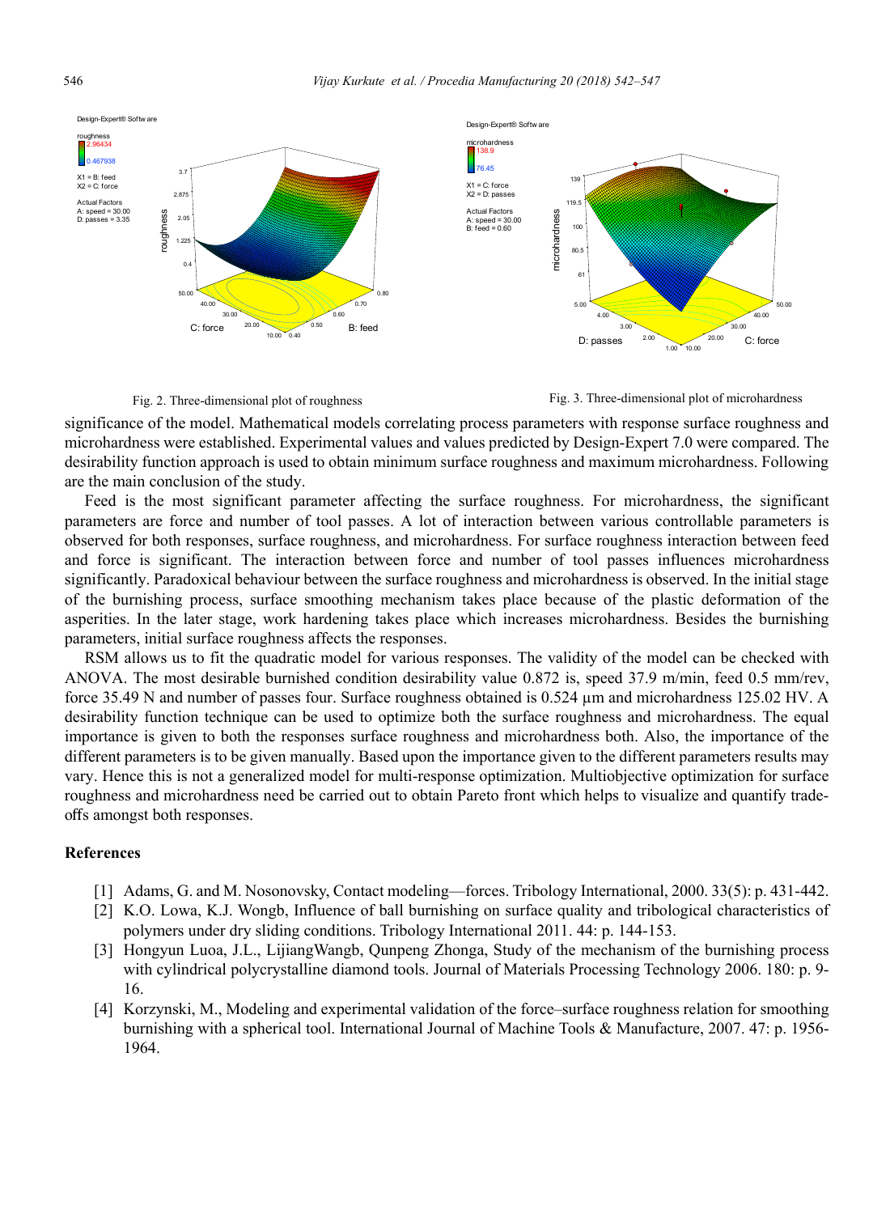Fig. 2. Three-dimensional plot of roughness

Fig. 3. Three-dimensional plot of microhardness

significance of the model. Mathematical models correlating process parameters with response surface roughness and microhardness were established. Experimental values and values predicted by Design-Expert 7.0 were compared. The desirability function approach is used to obtain minimum surface roughness and maximum microhardness. Following are the main conclusion of the study.

Feed is the most significant parameter affecting the surface roughness. For microhardness, the significant parameters are force and number of tool passes. A lot of interaction between various controllable parameters is observed for both responses, surface roughness, and microhardness. For surface roughness interaction between feed and force is significant. The interaction between force and number of tool passes influences microhardness significantly. Paradoxical behaviour between the surface roughness and microhardness is observed. In the initial stage of the burnishing process, surface smoothing mechanism takes place because of the plastic deformation of the asperities. In the later stage, work hardening takes place which increases microhardness. Besides the burnishing parameters, initial surface roughness affects the responses.

RSM allows us to fit the quadratic model for various responses. The validity of the model can be checked with ANOVA. The most desirable burnished condition desirability value 0.872 is, speed 37.9 m/min, feed 0.5 mm/rev, force 35.49 N and number of passes four. Surface roughness obtained is 0.524 µm and microhardness 125.02 HV. A desirability function technique can be used to optimize both the surface roughness and microhardness. The equal importance is given to both the responses surface roughness and microhardness both. Also, the importance of the different parameters is to be given manually. Based upon the importance given to the different parameters results may vary. Hence this is not a generalized model for multi-response optimization. Multiobjective optimization for surface roughness and microhardness need be carried out to obtain Pareto front which helps to visualize and quantify trade-offs amongst both responses.

## References

[1] Adams, G. and M. Nosonovsky, Contact modeling—forces. Tribology International, 2000. 33(5): p. 431-442.

[2] K.O. Lowa, K.J. Wongb, Influence of ball burnishing on surface quality and tribological characteristics of polymers under dry sliding conditions. Tribology International 2011. 44: p. 144-153.

[3] Hongyun Luoa, J.L., LijiangWangb, Qunpeng Zhonga, Study of the mechanism of the burnishing process with cylindrical polycrystalline diamond tools. Journal of Materials Processing Technology 2006. 180: p. 9-16.

[4] Korzynski, M., Modeling and experimental validation of the force–surface roughness relation for smoothing burnishing with a spherical tool. International Journal of Machine Tools & Manufacture, 2007. 47: p. 1956-1964.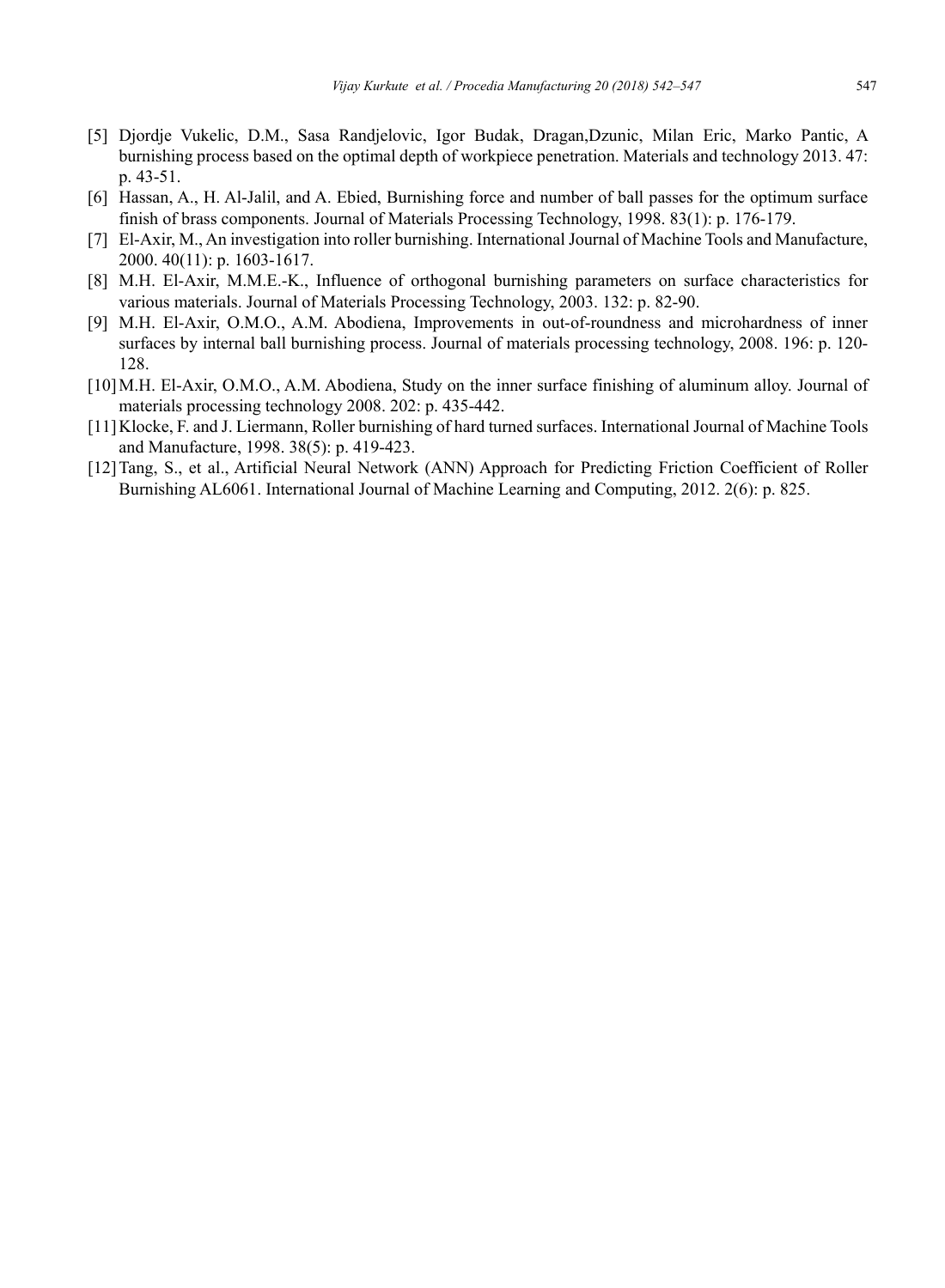[5] Djordje Vukelic, D.M., Sasa Randjelovic, Igor Budak, Dragan,Dzunic, Milan Eric, Marko Pantic, A burnishing process based on the optimal depth of workpiece penetration. Materials and technology 2013. 47: p. 43-51.

[6] Hassan, A., H. Al-Jalil, and A. Ebied, Burnishing force and number of ball passes for the optimum surface finish of brass components. Journal of Materials Processing Technology, 1998. 83(1): p. 176-179.

[7] El-Axir, M., An investigation into roller burnishing. International Journal of Machine Tools and Manufacture, 2000. 40(11): p. 1603-1617.

[8] M.H. El-Axir, M.M.E.-K., Influence of orthogonal burnishing parameters on surface characteristics for various materials. Journal of Materials Processing Technology, 2003. 132: p. 82-90.

[9] M.H. El-Axir, O.M.O., A.M. Abodiena, Improvements in out-of-roundness and microhardness of inner surfaces by internal ball burnishing process. Journal of materials processing technology, 2008. 196: p. 120-128.

[10] M.H. El-Axir, O.M.O., A.M. Abodiena, Study on the inner surface finishing of aluminum alloy. Journal of materials processing technology 2008. 202: p. 435-442.

[11] Klocke, F. and J. Liermann, Roller burnishing of hard turned surfaces. International Journal of Machine Tools and Manufacture, 1998. 38(5): p. 419-423.

[12] Tang, S., et al., Artificial Neural Network (ANN) Approach for Predicting Friction Coefficient of Roller Burnishing AL6061. International Journal of Machine Learning and Computing, 2012. 2(6): p. 825.